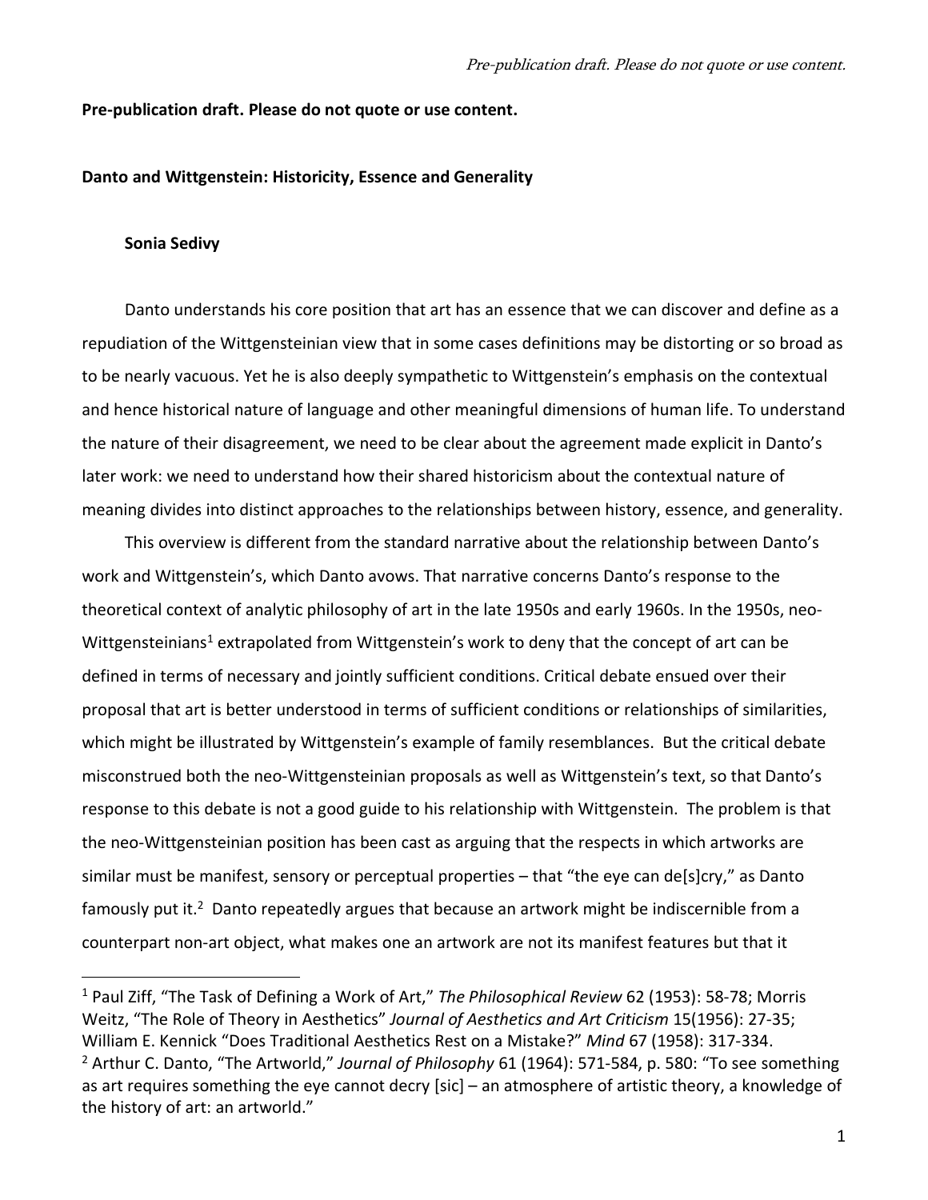**Pre-publication draft. Please do not quote or use content.**

**Danto and Wittgenstein: Historicity, Essence and Generality**

**Sonia Sedivy**

Danto understands his core position that art has an essence that we can discover and define as a repudiation of the Wittgensteinian view that in some cases definitions may be distorting or so broad as to be nearly vacuous. Yet he is also deeply sympathetic to Wittgenstein's emphasis on the contextual and hence historical nature of language and other meaningful dimensions of human life. To understand the nature of their disagreement, we need to be clear about the agreement made explicit in Danto's later work: we need to understand how their shared historicism about the contextual nature of meaning divides into distinct approaches to the relationships between history, essence, and generality.

This overview is different from the standard narrative about the relationship between Danto's work and Wittgenstein's, which Danto avows. That narrative concerns Danto's response to the theoretical context of analytic philosophy of art in the late 1950s and early 1960s. In the 1950s, neo-Wittgensteinians[1] extrapolated from Wittgenstein's work to deny that the concept of art can be defined in terms of necessary and jointly sufficient conditions. Critical debate ensued over their proposal that art is better understood in terms of sufficient conditions or relationships of similarities, which might be illustrated by Wittgenstein's example of family resemblances. But the critical debate misconstrued both the neo-Wittgensteinian proposals as well as Wittgenstein's text, so that Danto's response to this debate is not a good guide to his relationship with Wittgenstein. The problem is that the neo-Wittgensteinian position has been cast as arguing that the respects in which artworks are similar must be manifest, sensory or perceptual properties – that "the eye can de[s]cry," as Danto famously put it.[2] Danto repeatedly argues that because an artwork might be indiscernible from a counterpart non-art object, what makes one an artwork are not its manifest features but that it

---

[1] Paul Ziff, "The Task of Defining a Work of Art," *The Philosophical Review* 62 (1953): 58-78; Morris Weitz, "The Role of Theory in Aesthetics" *Journal of Aesthetics and Art Criticism* 15(1956): 27-35; William E. Kennick "Does Traditional Aesthetics Rest on a Mistake?" *Mind* 67 (1958): 317-334.

[2] Arthur C. Danto, "The Artworld," *Journal of Philosophy* 61 (1964): 571-584, p. 580: "To see something as art requires something the eye cannot decry [sic] – an atmosphere of artistic theory, a knowledge of the history of art: an artworld."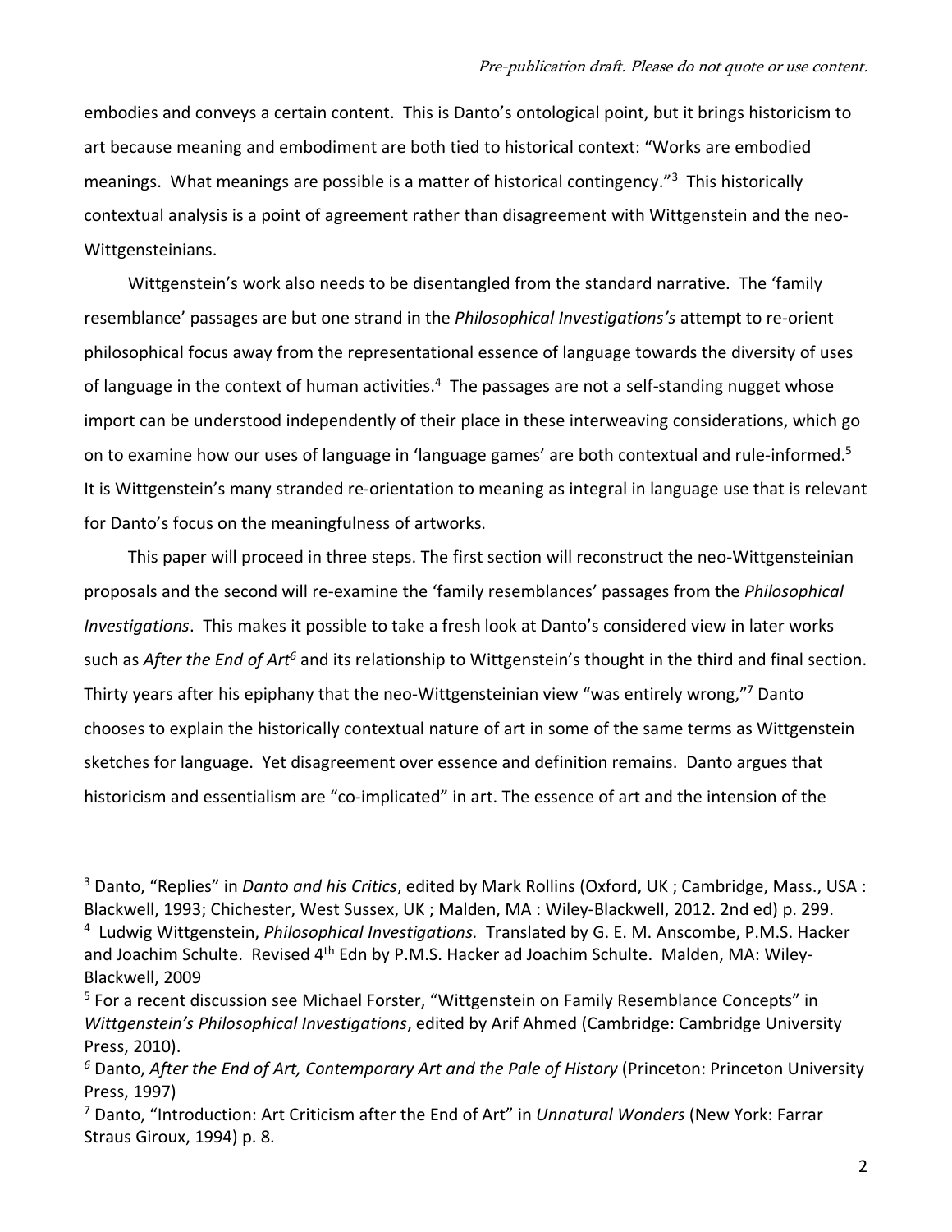embodies and conveys a certain content. This is Danto's ontological point, but it brings historicism to art because meaning and embodiment are both tied to historical context: "Works are embodied meanings. What meanings are possible is a matter of historical contingency."[3] This historically contextual analysis is a point of agreement rather than disagreement with Wittgenstein and the neo-Wittgensteinians.

Wittgenstein's work also needs to be disentangled from the standard narrative. The 'family resemblance' passages are but one strand in the *Philosophical Investigations's* attempt to re-orient philosophical focus away from the representational essence of language towards the diversity of uses of language in the context of human activities.[4] The passages are not a self-standing nugget whose import can be understood independently of their place in these interweaving considerations, which go on to examine how our uses of language in 'language games' are both contextual and rule-informed.[5] It is Wittgenstein's many stranded re-orientation to meaning as integral in language use that is relevant for Danto's focus on the meaningfulness of artworks.

This paper will proceed in three steps. The first section will reconstruct the neo-Wittgensteinian proposals and the second will re-examine the 'family resemblances' passages from the *Philosophical Investigations*. This makes it possible to take a fresh look at Danto's considered view in later works such as *After the End of Art*[6] and its relationship to Wittgenstein's thought in the third and final section. Thirty years after his epiphany that the neo-Wittgensteinian view "was entirely wrong,"[7] Danto chooses to explain the historically contextual nature of art in some of the same terms as Wittgenstein sketches for language. Yet disagreement over essence and definition remains. Danto argues that historicism and essentialism are "co-implicated" in art. The essence of art and the intension of the

---

[3] Danto, "Replies" in *Danto and his Critics*, edited by Mark Rollins (Oxford, UK ; Cambridge, Mass., USA : Blackwell, 1993; Chichester, West Sussex, UK ; Malden, MA : Wiley-Blackwell, 2012. 2nd ed) p. 299.

[4] Ludwig Wittgenstein, *Philosophical Investigations.* Translated by G. E. M. Anscombe, P.M.S. Hacker and Joachim Schulte. Revised 4th Edn by P.M.S. Hacker ad Joachim Schulte. Malden, MA: Wiley-Blackwell, 2009

[5] For a recent discussion see Michael Forster, "Wittgenstein on Family Resemblance Concepts" in *Wittgenstein's Philosophical Investigations*, edited by Arif Ahmed (Cambridge: Cambridge University Press, 2010).

[6] Danto, *After the End of Art, Contemporary Art and the Pale of History* (Princeton: Princeton University Press, 1997)

[7] Danto, "Introduction: Art Criticism after the End of Art" in *Unnatural Wonders* (New York: Farrar Straus Giroux, 1994) p. 8.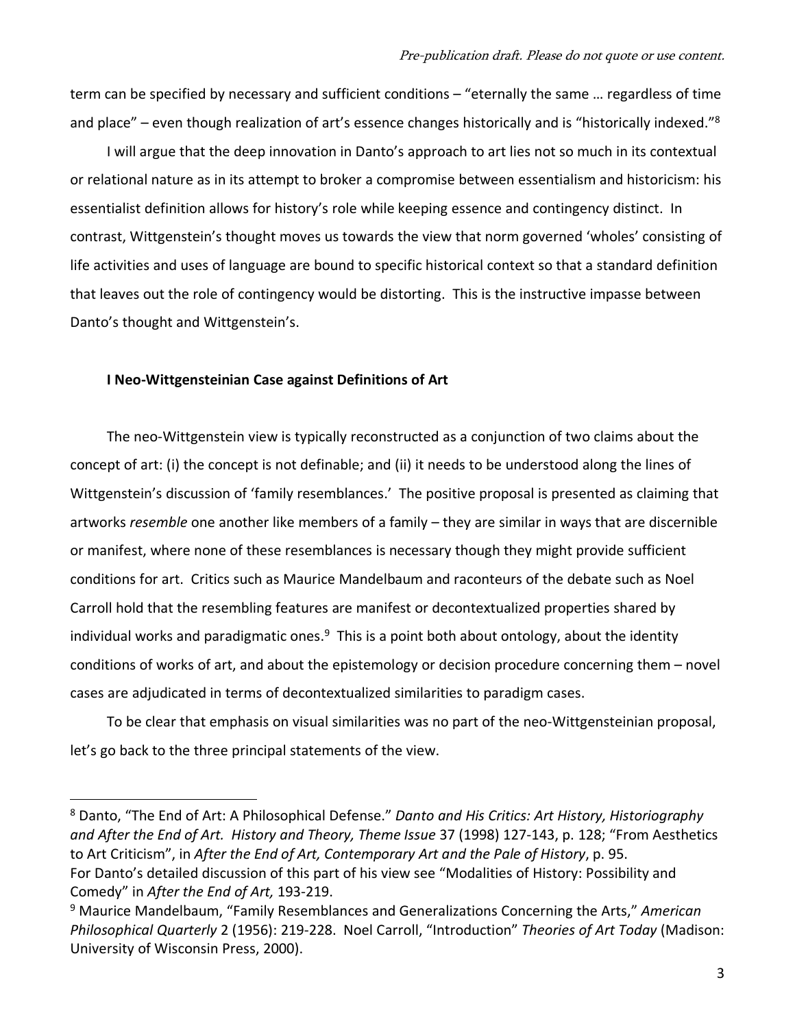term can be specified by necessary and sufficient conditions – "eternally the same … regardless of time and place" – even though realization of art's essence changes historically and is "historically indexed."[8]

I will argue that the deep innovation in Danto's approach to art lies not so much in its contextual or relational nature as in its attempt to broker a compromise between essentialism and historicism: his essentialist definition allows for history's role while keeping essence and contingency distinct. In contrast, Wittgenstein's thought moves us towards the view that norm governed 'wholes' consisting of life activities and uses of language are bound to specific historical context so that a standard definition that leaves out the role of contingency would be distorting. This is the instructive impasse between Danto's thought and Wittgenstein's.

## I Neo-Wittgensteinian Case against Definitions of Art

The neo-Wittgenstein view is typically reconstructed as a conjunction of two claims about the concept of art: (i) the concept is not definable; and (ii) it needs to be understood along the lines of Wittgenstein's discussion of 'family resemblances.' The positive proposal is presented as claiming that artworks *resemble* one another like members of a family – they are similar in ways that are discernible or manifest, where none of these resemblances is necessary though they might provide sufficient conditions for art. Critics such as Maurice Mandelbaum and raconteurs of the debate such as Noel Carroll hold that the resembling features are manifest or decontextualized properties shared by individual works and paradigmatic ones.[9] This is a point both about ontology, about the identity conditions of works of art, and about the epistemology or decision procedure concerning them – novel cases are adjudicated in terms of decontextualized similarities to paradigm cases.

To be clear that emphasis on visual similarities was no part of the neo-Wittgensteinian proposal, let's go back to the three principal statements of the view.

---

[8] Danto, "The End of Art: A Philosophical Defense." *Danto and His Critics: Art History, Historiography and After the End of Art. History and Theory, Theme Issue* 37 (1998) 127-143, p. 128; "From Aesthetics to Art Criticism", in *After the End of Art, Contemporary Art and the Pale of History*, p. 95. For Danto's detailed discussion of this part of his view see "Modalities of History: Possibility and Comedy" in *After the End of Art,* 193-219.

[9] Maurice Mandelbaum, "Family Resemblances and Generalizations Concerning the Arts," *American Philosophical Quarterly* 2 (1956): 219-228. Noel Carroll, "Introduction" *Theories of Art Today* (Madison: University of Wisconsin Press, 2000).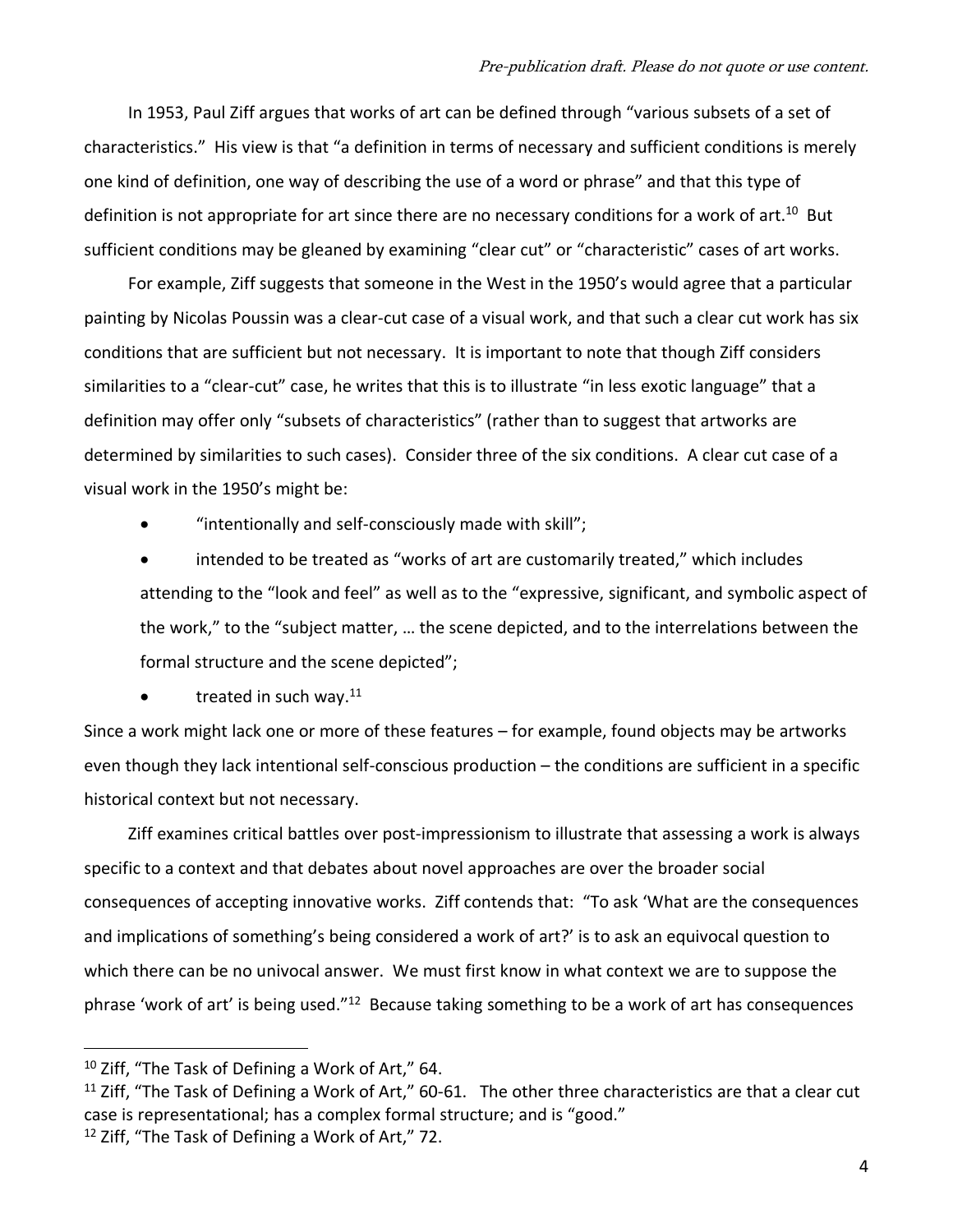In 1953, Paul Ziff argues that works of art can be defined through "various subsets of a set of characteristics." His view is that "a definition in terms of necessary and sufficient conditions is merely one kind of definition, one way of describing the use of a word or phrase" and that this type of definition is not appropriate for art since there are no necessary conditions for a work of art.[10] But sufficient conditions may be gleaned by examining "clear cut" or "characteristic" cases of art works.

For example, Ziff suggests that someone in the West in the 1950's would agree that a particular painting by Nicolas Poussin was a clear-cut case of a visual work, and that such a clear cut work has six conditions that are sufficient but not necessary. It is important to note that though Ziff considers similarities to a "clear-cut" case, he writes that this is to illustrate "in less exotic language" that a definition may offer only "subsets of characteristics" (rather than to suggest that artworks are determined by similarities to such cases). Consider three of the six conditions. A clear cut case of a visual work in the 1950's might be:

- "intentionally and self-consciously made with skill";
- intended to be treated as "works of art are customarily treated," which includes attending to the "look and feel" as well as to the "expressive, significant, and symbolic aspect of the work," to the "subject matter, … the scene depicted, and to the interrelations between the formal structure and the scene depicted";
- treated in such way.[11]

Since a work might lack one or more of these features – for example, found objects may be artworks even though they lack intentional self-conscious production – the conditions are sufficient in a specific historical context but not necessary.

Ziff examines critical battles over post-impressionism to illustrate that assessing a work is always specific to a context and that debates about novel approaches are over the broader social consequences of accepting innovative works. Ziff contends that: "To ask 'What are the consequences and implications of something's being considered a work of art?' is to ask an equivocal question to which there can be no univocal answer. We must first know in what context we are to suppose the phrase 'work of art' is being used."[12] Because taking something to be a work of art has consequences

---

[10] Ziff, "The Task of Defining a Work of Art," 64.

[11] Ziff, "The Task of Defining a Work of Art," 60-61. The other three characteristics are that a clear cut case is representational; has a complex formal structure; and is "good."

[12] Ziff, "The Task of Defining a Work of Art," 72.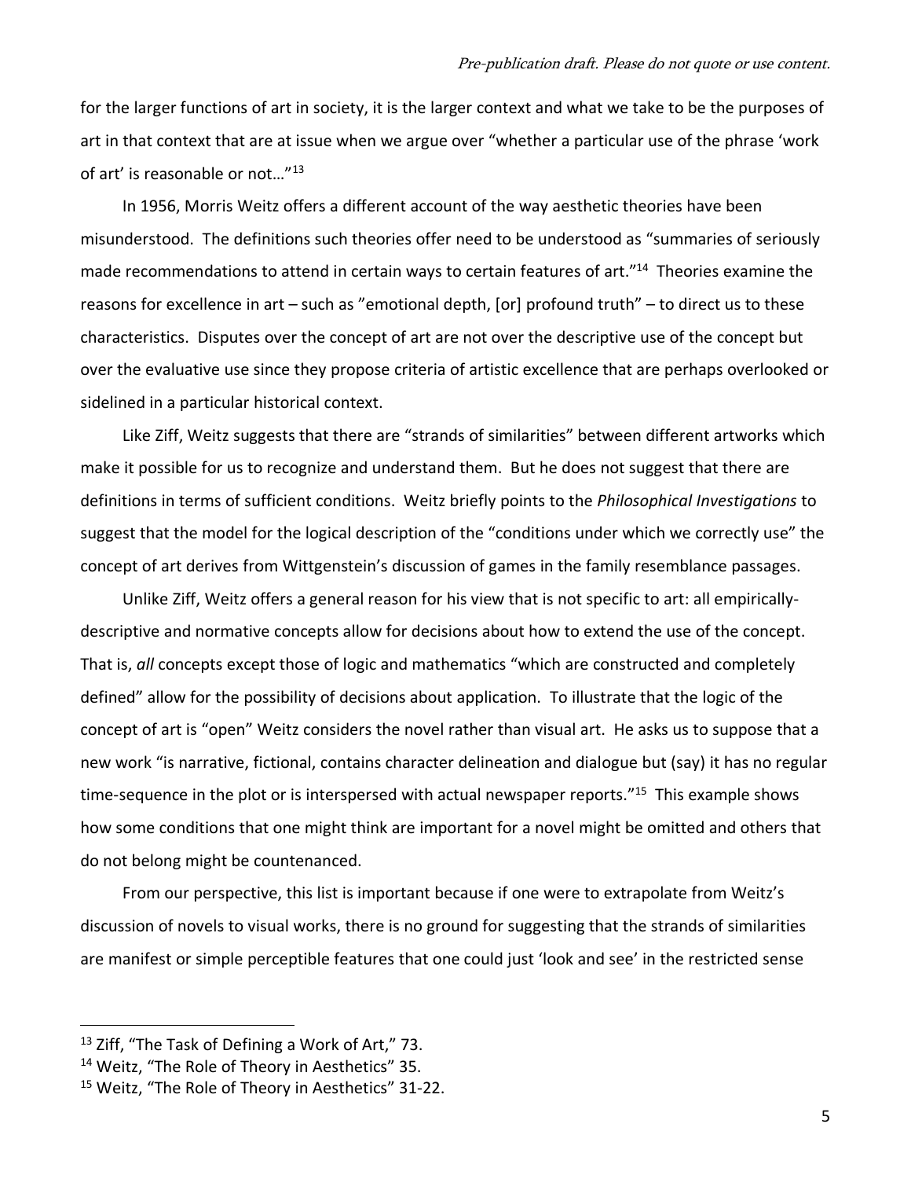for the larger functions of art in society, it is the larger context and what we take to be the purposes of art in that context that are at issue when we argue over "whether a particular use of the phrase 'work of art' is reasonable or not…"[13]

In 1956, Morris Weitz offers a different account of the way aesthetic theories have been misunderstood. The definitions such theories offer need to be understood as "summaries of seriously made recommendations to attend in certain ways to certain features of art."[14] Theories examine the reasons for excellence in art – such as "emotional depth, [or] profound truth" – to direct us to these characteristics. Disputes over the concept of art are not over the descriptive use of the concept but over the evaluative use since they propose criteria of artistic excellence that are perhaps overlooked or sidelined in a particular historical context.

Like Ziff, Weitz suggests that there are "strands of similarities" between different artworks which make it possible for us to recognize and understand them. But he does not suggest that there are definitions in terms of sufficient conditions. Weitz briefly points to the *Philosophical Investigations* to suggest that the model for the logical description of the "conditions under which we correctly use" the concept of art derives from Wittgenstein's discussion of games in the family resemblance passages.

Unlike Ziff, Weitz offers a general reason for his view that is not specific to art: all empirically-descriptive and normative concepts allow for decisions about how to extend the use of the concept. That is, *all* concepts except those of logic and mathematics "which are constructed and completely defined" allow for the possibility of decisions about application. To illustrate that the logic of the concept of art is "open" Weitz considers the novel rather than visual art. He asks us to suppose that a new work "is narrative, fictional, contains character delineation and dialogue but (say) it has no regular time-sequence in the plot or is interspersed with actual newspaper reports."[15] This example shows how some conditions that one might think are important for a novel might be omitted and others that do not belong might be countenanced.

From our perspective, this list is important because if one were to extrapolate from Weitz's discussion of novels to visual works, there is no ground for suggesting that the strands of similarities are manifest or simple perceptible features that one could just 'look and see' in the restricted sense

---

[13] Ziff, "The Task of Defining a Work of Art," 73.

[14] Weitz, "The Role of Theory in Aesthetics" 35.

[15] Weitz, "The Role of Theory in Aesthetics" 31-22.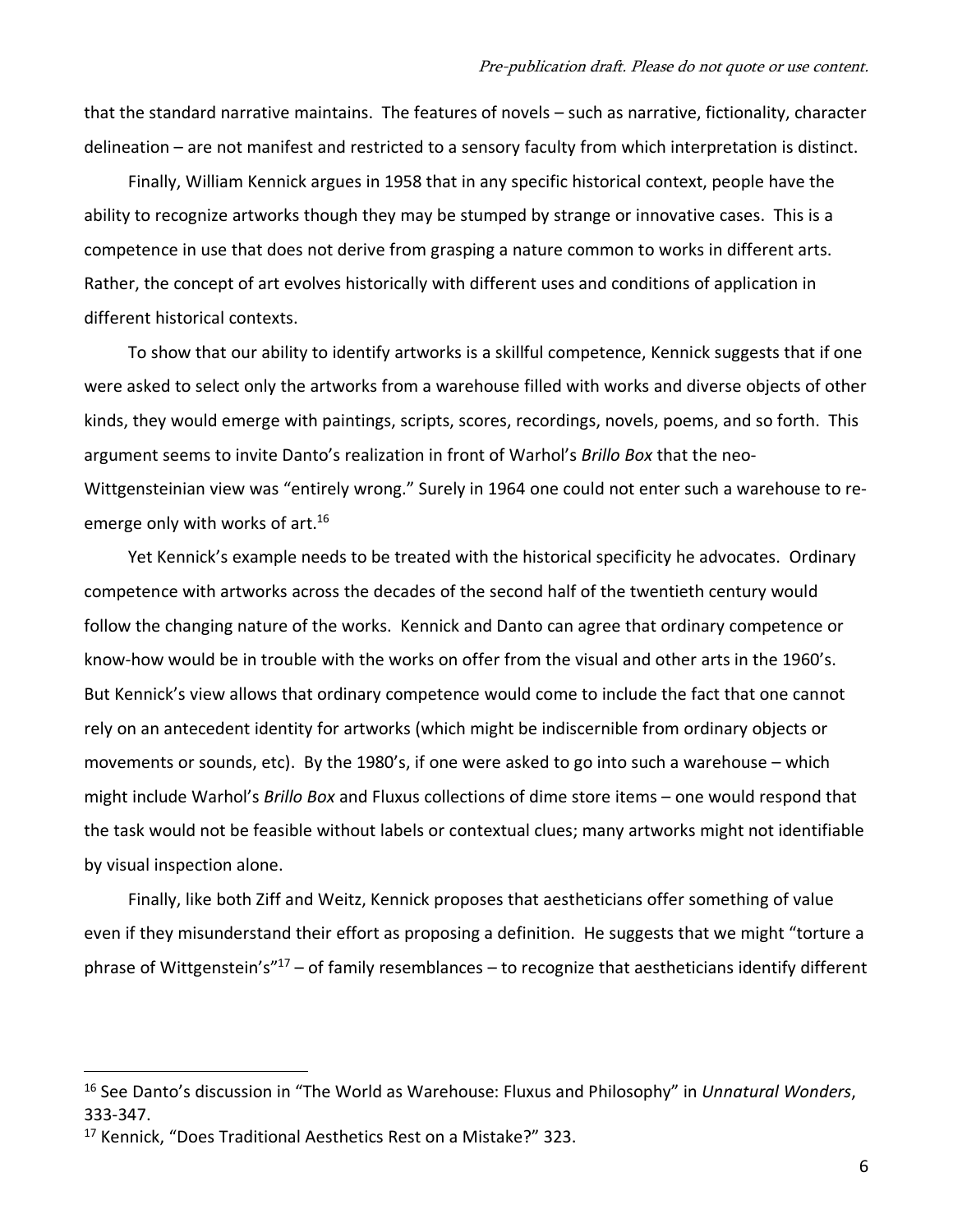that the standard narrative maintains. The features of novels – such as narrative, fictionality, character delineation – are not manifest and restricted to a sensory faculty from which interpretation is distinct.

Finally, William Kennick argues in 1958 that in any specific historical context, people have the ability to recognize artworks though they may be stumped by strange or innovative cases. This is a competence in use that does not derive from grasping a nature common to works in different arts. Rather, the concept of art evolves historically with different uses and conditions of application in different historical contexts.

To show that our ability to identify artworks is a skillful competence, Kennick suggests that if one were asked to select only the artworks from a warehouse filled with works and diverse objects of other kinds, they would emerge with paintings, scripts, scores, recordings, novels, poems, and so forth. This argument seems to invite Danto's realization in front of Warhol's *Brillo Box* that the neo-Wittgensteinian view was "entirely wrong." Surely in 1964 one could not enter such a warehouse to re-emerge only with works of art.[16]

Yet Kennick's example needs to be treated with the historical specificity he advocates. Ordinary competence with artworks across the decades of the second half of the twentieth century would follow the changing nature of the works. Kennick and Danto can agree that ordinary competence or know-how would be in trouble with the works on offer from the visual and other arts in the 1960's. But Kennick's view allows that ordinary competence would come to include the fact that one cannot rely on an antecedent identity for artworks (which might be indiscernible from ordinary objects or movements or sounds, etc). By the 1980's, if one were asked to go into such a warehouse – which might include Warhol's *Brillo Box* and Fluxus collections of dime store items – one would respond that the task would not be feasible without labels or contextual clues; many artworks might not identifiable by visual inspection alone.

Finally, like both Ziff and Weitz, Kennick proposes that aestheticians offer something of value even if they misunderstand their effort as proposing a definition. He suggests that we might "torture a phrase of Wittgenstein's"[17] – of family resemblances – to recognize that aestheticians identify different

---

[16] See Danto's discussion in "The World as Warehouse: Fluxus and Philosophy" in *Unnatural Wonders*, 333-347.

[17] Kennick, "Does Traditional Aesthetics Rest on a Mistake?" 323.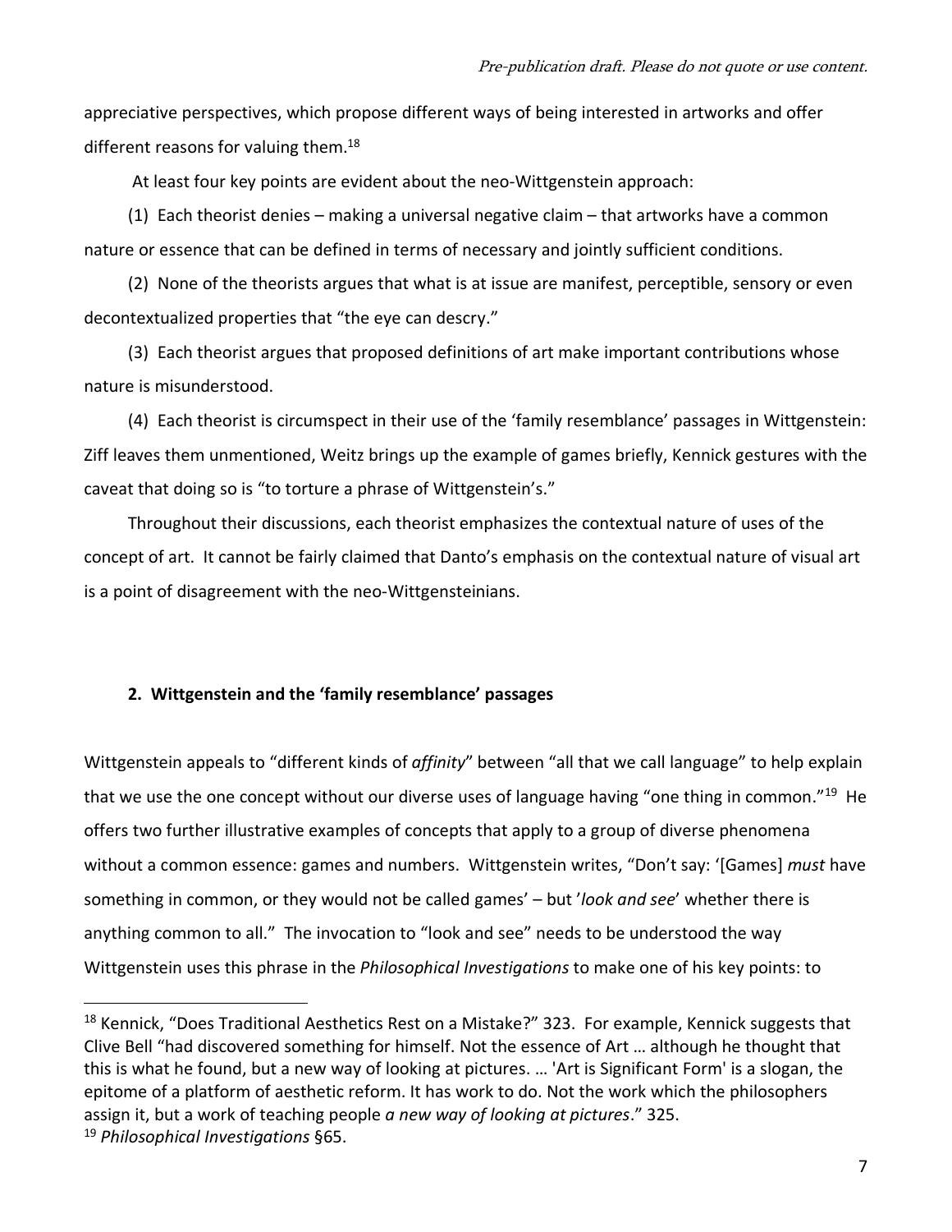appreciative perspectives, which propose different ways of being interested in artworks and offer different reasons for valuing them.[18]

At least four key points are evident about the neo-Wittgenstein approach:

(1) Each theorist denies – making a universal negative claim – that artworks have a common nature or essence that can be defined in terms of necessary and jointly sufficient conditions.

(2) None of the theorists argues that what is at issue are manifest, perceptible, sensory or even decontextualized properties that "the eye can descry."

(3) Each theorist argues that proposed definitions of art make important contributions whose nature is misunderstood.

(4) Each theorist is circumspect in their use of the 'family resemblance' passages in Wittgenstein: Ziff leaves them unmentioned, Weitz brings up the example of games briefly, Kennick gestures with the caveat that doing so is "to torture a phrase of Wittgenstein's."

Throughout their discussions, each theorist emphasizes the contextual nature of uses of the concept of art. It cannot be fairly claimed that Danto's emphasis on the contextual nature of visual art is a point of disagreement with the neo-Wittgensteinians.

## 2. Wittgenstein and the 'family resemblance' passages

Wittgenstein appeals to "different kinds of *affinity*" between "all that we call language" to help explain that we use the one concept without our diverse uses of language having "one thing in common."[19] He offers two further illustrative examples of concepts that apply to a group of diverse phenomena without a common essence: games and numbers. Wittgenstein writes, "Don't say: '[Games] *must* have something in common, or they would not be called games' – but '*look and see*' whether there is anything common to all." The invocation to "look and see" needs to be understood the way Wittgenstein uses this phrase in the *Philosophical Investigations* to make one of his key points: to

---

[18] Kennick, "Does Traditional Aesthetics Rest on a Mistake?" 323. For example, Kennick suggests that Clive Bell "had discovered something for himself. Not the essence of Art … although he thought that this is what he found, but a new way of looking at pictures. … 'Art is Significant Form' is a slogan, the epitome of a platform of aesthetic reform. It has work to do. Not the work which the philosophers assign it, but a work of teaching people *a new way of looking at pictures*." 325.

[19] *Philosophical Investigations* §65.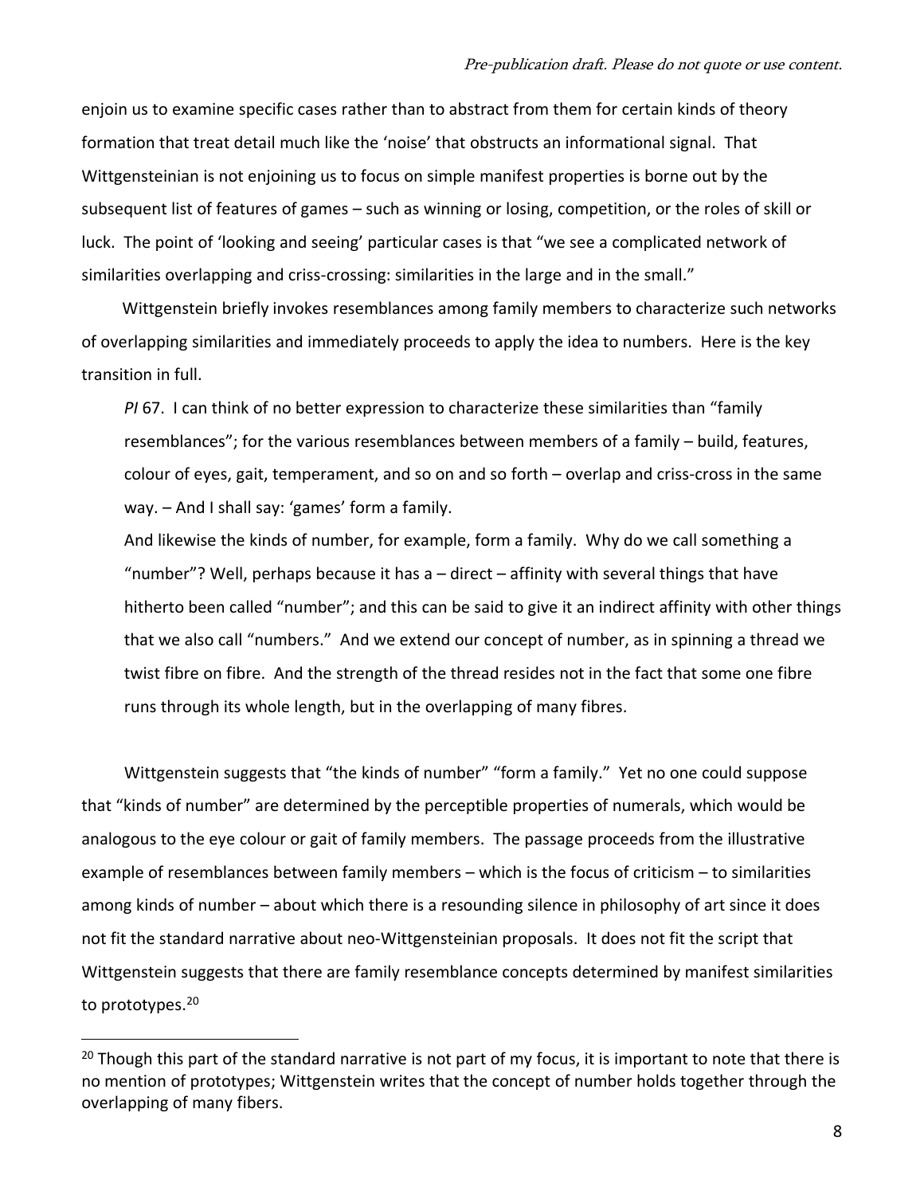enjoin us to examine specific cases rather than to abstract from them for certain kinds of theory formation that treat detail much like the 'noise' that obstructs an informational signal. That Wittgensteinian is not enjoining us to focus on simple manifest properties is borne out by the subsequent list of features of games – such as winning or losing, competition, or the roles of skill or luck. The point of 'looking and seeing' particular cases is that "we see a complicated network of similarities overlapping and criss-crossing: similarities in the large and in the small."

Wittgenstein briefly invokes resemblances among family members to characterize such networks of overlapping similarities and immediately proceeds to apply the idea to numbers. Here is the key transition in full.

> *PI* 67. I can think of no better expression to characterize these similarities than "family resemblances"; for the various resemblances between members of a family – build, features, colour of eyes, gait, temperament, and so on and so forth – overlap and criss-cross in the same way. – And I shall say: 'games' form a family.
>
> And likewise the kinds of number, for example, form a family. Why do we call something a "number"? Well, perhaps because it has a – direct – affinity with several things that have hitherto been called "number"; and this can be said to give it an indirect affinity with other things that we also call "numbers." And we extend our concept of number, as in spinning a thread we twist fibre on fibre. And the strength of the thread resides not in the fact that some one fibre runs through its whole length, but in the overlapping of many fibres.

Wittgenstein suggests that "the kinds of number" "form a family." Yet no one could suppose that "kinds of number" are determined by the perceptible properties of numerals, which would be analogous to the eye colour or gait of family members. The passage proceeds from the illustrative example of resemblances between family members – which is the focus of criticism – to similarities among kinds of number – about which there is a resounding silence in philosophy of art since it does not fit the standard narrative about neo-Wittgensteinian proposals. It does not fit the script that Wittgenstein suggests that there are family resemblance concepts determined by manifest similarities to prototypes.[20]

---

[20] Though this part of the standard narrative is not part of my focus, it is important to note that there is no mention of prototypes; Wittgenstein writes that the concept of number holds together through the overlapping of many fibers.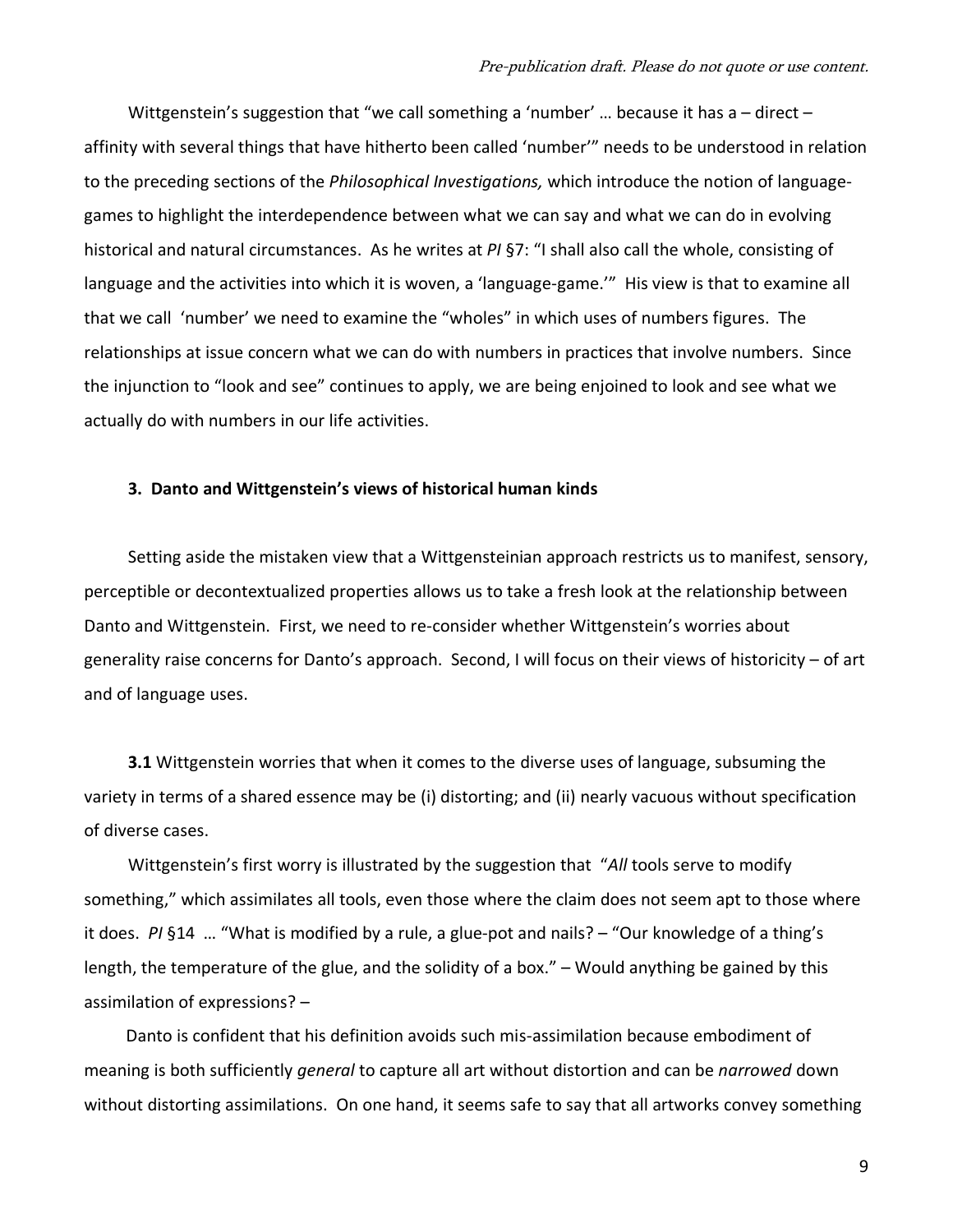Wittgenstein's suggestion that "we call something a 'number' … because it has a – direct – affinity with several things that have hitherto been called 'number'" needs to be understood in relation to the preceding sections of the *Philosophical Investigations,* which introduce the notion of language-games to highlight the interdependence between what we can say and what we can do in evolving historical and natural circumstances. As he writes at *PI* §7: "I shall also call the whole, consisting of language and the activities into which it is woven, a 'language-game.'" His view is that to examine all that we call 'number' we need to examine the "wholes" in which uses of numbers figures. The relationships at issue concern what we can do with numbers in practices that involve numbers. Since the injunction to "look and see" continues to apply, we are being enjoined to look and see what we actually do with numbers in our life activities.

### 3. Danto and Wittgenstein's views of historical human kinds

Setting aside the mistaken view that a Wittgensteinian approach restricts us to manifest, sensory, perceptible or decontextualized properties allows us to take a fresh look at the relationship between Danto and Wittgenstein. First, we need to re-consider whether Wittgenstein's worries about generality raise concerns for Danto's approach. Second, I will focus on their views of historicity – of art and of language uses.

**3.1** Wittgenstein worries that when it comes to the diverse uses of language, subsuming the variety in terms of a shared essence may be (i) distorting; and (ii) nearly vacuous without specification of diverse cases.

Wittgenstein's first worry is illustrated by the suggestion that "*All* tools serve to modify something," which assimilates all tools, even those where the claim does not seem apt to those where it does. *PI* §14 … "What is modified by a rule, a glue-pot and nails? – "Our knowledge of a thing's length, the temperature of the glue, and the solidity of a box." – Would anything be gained by this assimilation of expressions? –

Danto is confident that his definition avoids such mis-assimilation because embodiment of meaning is both sufficiently *general* to capture all art without distortion and can be *narrowed* down without distorting assimilations. On one hand, it seems safe to say that all artworks convey something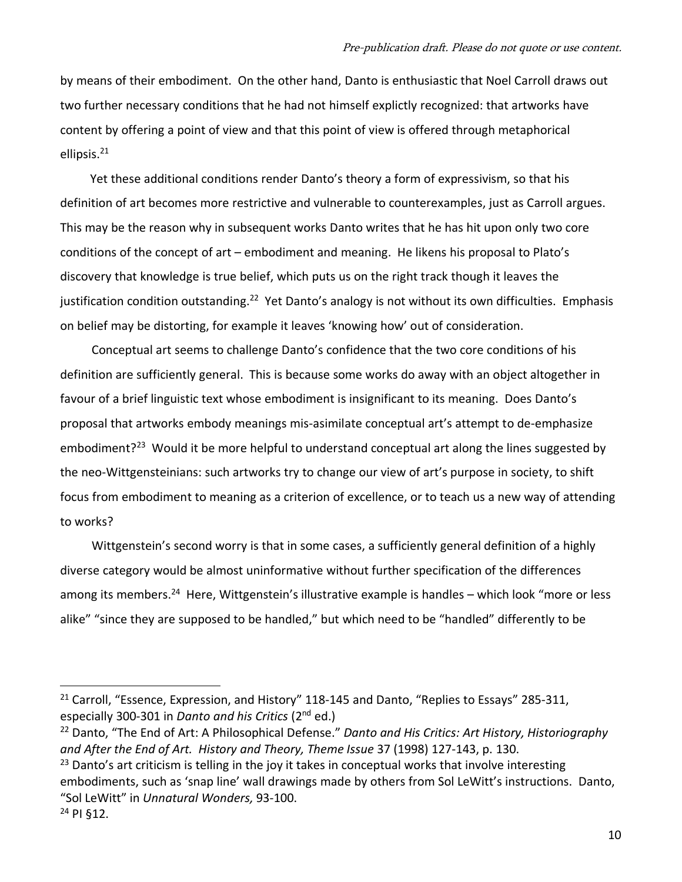by means of their embodiment. On the other hand, Danto is enthusiastic that Noel Carroll draws out two further necessary conditions that he had not himself explictly recognized: that artworks have content by offering a point of view and that this point of view is offered through metaphorical ellipsis.[21]

Yet these additional conditions render Danto's theory a form of expressivism, so that his definition of art becomes more restrictive and vulnerable to counterexamples, just as Carroll argues. This may be the reason why in subsequent works Danto writes that he has hit upon only two core conditions of the concept of art – embodiment and meaning. He likens his proposal to Plato's discovery that knowledge is true belief, which puts us on the right track though it leaves the justification condition outstanding.[22] Yet Danto's analogy is not without its own difficulties. Emphasis on belief may be distorting, for example it leaves 'knowing how' out of consideration.

Conceptual art seems to challenge Danto's confidence that the two core conditions of his definition are sufficiently general. This is because some works do away with an object altogether in favour of a brief linguistic text whose embodiment is insignificant to its meaning. Does Danto's proposal that artworks embody meanings mis-asimilate conceptual art's attempt to de-emphasize embodiment?[23] Would it be more helpful to understand conceptual art along the lines suggested by the neo-Wittgensteinians: such artworks try to change our view of art's purpose in society, to shift focus from embodiment to meaning as a criterion of excellence, or to teach us a new way of attending to works?

Wittgenstein's second worry is that in some cases, a sufficiently general definition of a highly diverse category would be almost uninformative without further specification of the differences among its members.[24] Here, Wittgenstein's illustrative example is handles – which look "more or less alike" "since they are supposed to be handled," but which need to be "handled" differently to be

---

[21] Carroll, "Essence, Expression, and History" 118-145 and Danto, "Replies to Essays" 285-311, especially 300-301 in *Danto and his Critics* (2nd ed.)

[22] Danto, "The End of Art: A Philosophical Defense." *Danto and His Critics: Art History, Historiography and After the End of Art. History and Theory, Theme Issue* 37 (1998) 127-143, p. 130.

[23] Danto's art criticism is telling in the joy it takes in conceptual works that involve interesting embodiments, such as 'snap line' wall drawings made by others from Sol LeWitt's instructions. Danto, "Sol LeWitt" in *Unnatural Wonders,* 93-100.

[24] PI §12.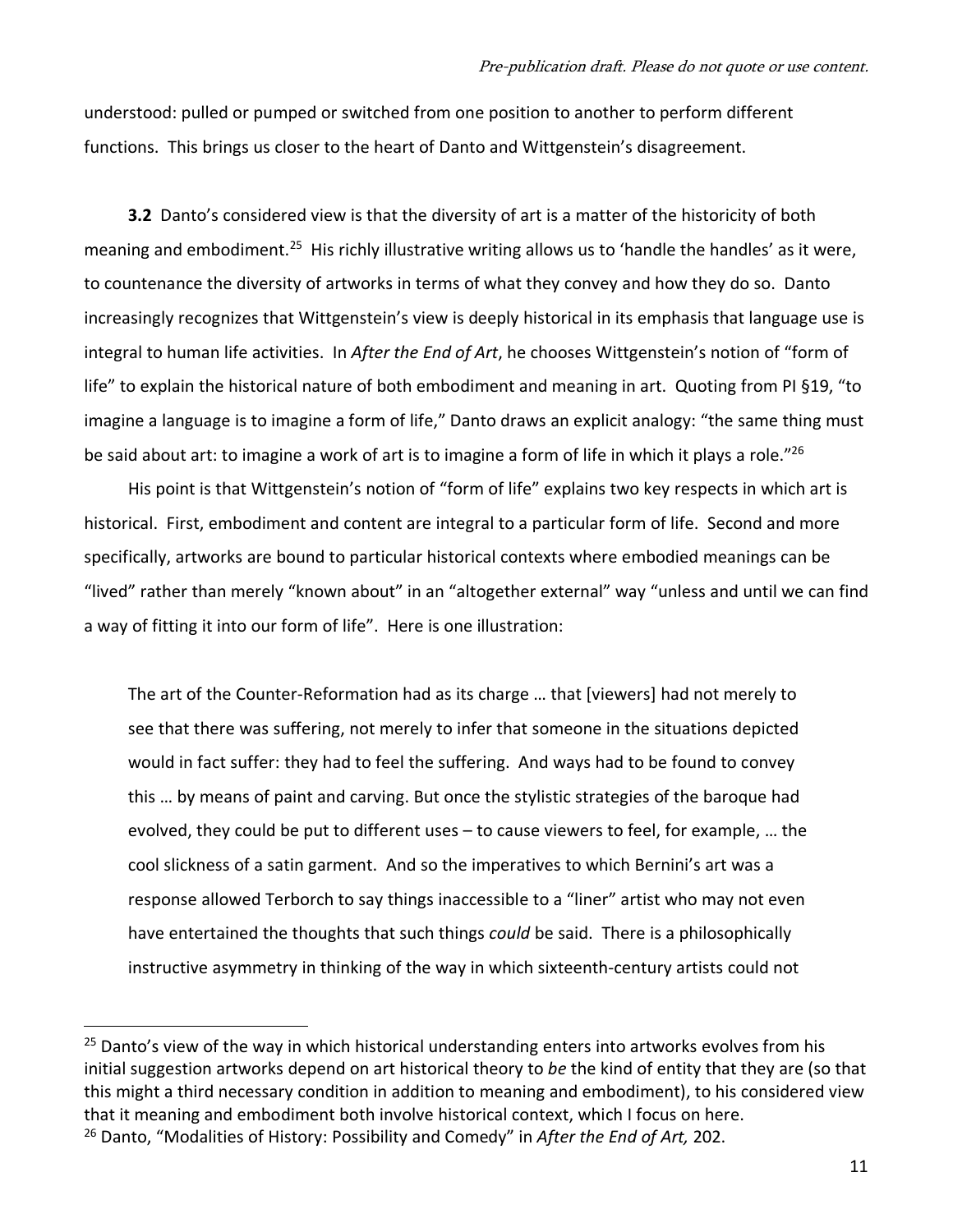understood: pulled or pumped or switched from one position to another to perform different functions. This brings us closer to the heart of Danto and Wittgenstein's disagreement.

**3.2** Danto's considered view is that the diversity of art is a matter of the historicity of both meaning and embodiment.[25] His richly illustrative writing allows us to 'handle the handles' as it were, to countenance the diversity of artworks in terms of what they convey and how they do so. Danto increasingly recognizes that Wittgenstein's view is deeply historical in its emphasis that language use is integral to human life activities. In *After the End of Art*, he chooses Wittgenstein's notion of "form of life" to explain the historical nature of both embodiment and meaning in art. Quoting from PI §19, "to imagine a language is to imagine a form of life," Danto draws an explicit analogy: "the same thing must be said about art: to imagine a work of art is to imagine a form of life in which it plays a role."[26]

His point is that Wittgenstein's notion of "form of life" explains two key respects in which art is historical. First, embodiment and content are integral to a particular form of life. Second and more specifically, artworks are bound to particular historical contexts where embodied meanings can be "lived" rather than merely "known about" in an "altogether external" way "unless and until we can find a way of fitting it into our form of life". Here is one illustration:

> The art of the Counter-Reformation had as its charge … that [viewers] had not merely to see that there was suffering, not merely to infer that someone in the situations depicted would in fact suffer: they had to feel the suffering. And ways had to be found to convey this … by means of paint and carving. But once the stylistic strategies of the baroque had evolved, they could be put to different uses – to cause viewers to feel, for example, … the cool slickness of a satin garment. And so the imperatives to which Bernini's art was a response allowed Terborch to say things inaccessible to a "liner" artist who may not even have entertained the thoughts that such things *could* be said. There is a philosophically instructive asymmetry in thinking of the way in which sixteenth-century artists could not

---

[25] Danto's view of the way in which historical understanding enters into artworks evolves from his initial suggestion artworks depend on art historical theory to *be* the kind of entity that they are (so that this might a third necessary condition in addition to meaning and embodiment), to his considered view that it meaning and embodiment both involve historical context, which I focus on here.

[26] Danto, "Modalities of History: Possibility and Comedy" in *After the End of Art,* 202.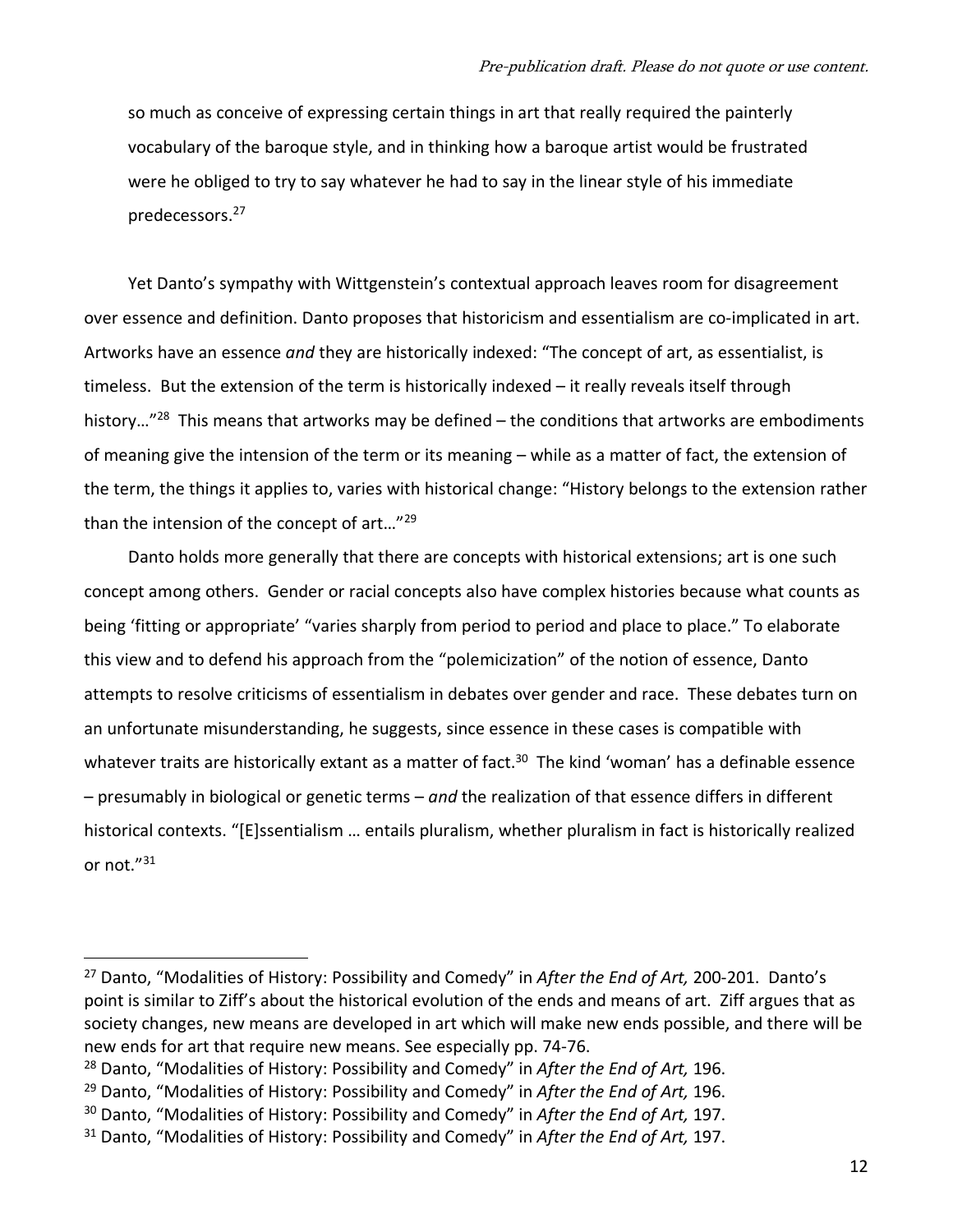so much as conceive of expressing certain things in art that really required the painterly vocabulary of the baroque style, and in thinking how a baroque artist would be frustrated were he obliged to try to say whatever he had to say in the linear style of his immediate predecessors.[27]

Yet Danto's sympathy with Wittgenstein's contextual approach leaves room for disagreement over essence and definition. Danto proposes that historicism and essentialism are co-implicated in art. Artworks have an essence *and* they are historically indexed: "The concept of art, as essentialist, is timeless. But the extension of the term is historically indexed – it really reveals itself through history…"[28] This means that artworks may be defined – the conditions that artworks are embodiments of meaning give the intension of the term or its meaning – while as a matter of fact, the extension of the term, the things it applies to, varies with historical change: "History belongs to the extension rather than the intension of the concept of art…"[29]

Danto holds more generally that there are concepts with historical extensions; art is one such concept among others. Gender or racial concepts also have complex histories because what counts as being 'fitting or appropriate' "varies sharply from period to period and place to place." To elaborate this view and to defend his approach from the "polemicization" of the notion of essence, Danto attempts to resolve criticisms of essentialism in debates over gender and race. These debates turn on an unfortunate misunderstanding, he suggests, since essence in these cases is compatible with whatever traits are historically extant as a matter of fact.[30] The kind 'woman' has a definable essence – presumably in biological or genetic terms – *and* the realization of that essence differs in different historical contexts. "[E]ssentialism … entails pluralism, whether pluralism in fact is historically realized or not."[31]

---

[27] Danto, "Modalities of History: Possibility and Comedy" in *After the End of Art,* 200-201. Danto's point is similar to Ziff's about the historical evolution of the ends and means of art. Ziff argues that as society changes, new means are developed in art which will make new ends possible, and there will be new ends for art that require new means. See especially pp. 74-76.

[28] Danto, "Modalities of History: Possibility and Comedy" in *After the End of Art,* 196.

[29] Danto, "Modalities of History: Possibility and Comedy" in *After the End of Art,* 196.

[30] Danto, "Modalities of History: Possibility and Comedy" in *After the End of Art,* 197.

[31] Danto, "Modalities of History: Possibility and Comedy" in *After the End of Art,* 197.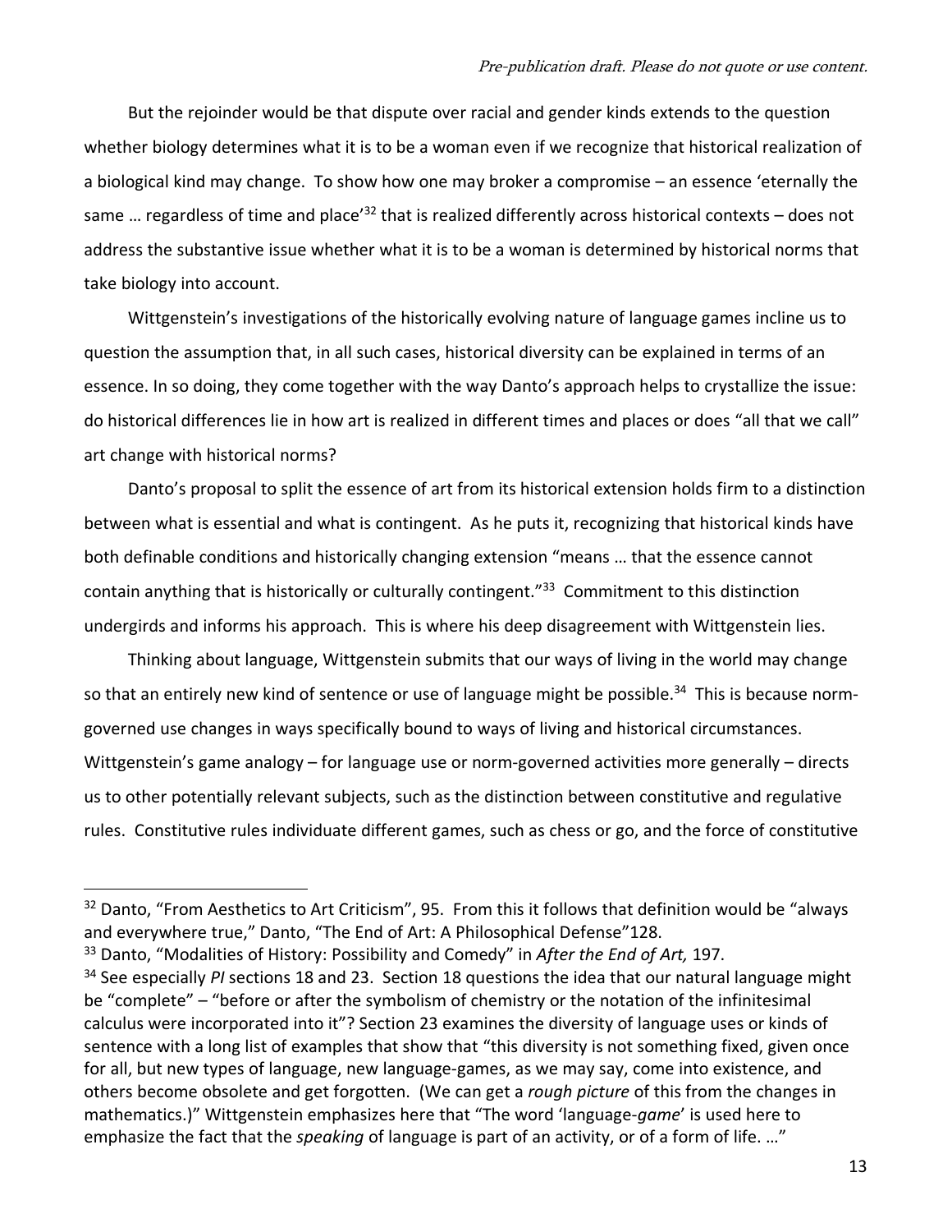But the rejoinder would be that dispute over racial and gender kinds extends to the question whether biology determines what it is to be a woman even if we recognize that historical realization of a biological kind may change. To show how one may broker a compromise – an essence 'eternally the same … regardless of time and place'[32] that is realized differently across historical contexts – does not address the substantive issue whether what it is to be a woman is determined by historical norms that take biology into account.

Wittgenstein's investigations of the historically evolving nature of language games incline us to question the assumption that, in all such cases, historical diversity can be explained in terms of an essence. In so doing, they come together with the way Danto's approach helps to crystallize the issue: do historical differences lie in how art is realized in different times and places or does "all that we call" art change with historical norms?

Danto's proposal to split the essence of art from its historical extension holds firm to a distinction between what is essential and what is contingent. As he puts it, recognizing that historical kinds have both definable conditions and historically changing extension "means … that the essence cannot contain anything that is historically or culturally contingent."[33] Commitment to this distinction undergirds and informs his approach. This is where his deep disagreement with Wittgenstein lies.

Thinking about language, Wittgenstein submits that our ways of living in the world may change so that an entirely new kind of sentence or use of language might be possible.[34] This is because norm-governed use changes in ways specifically bound to ways of living and historical circumstances. Wittgenstein's game analogy – for language use or norm-governed activities more generally – directs us to other potentially relevant subjects, such as the distinction between constitutive and regulative rules. Constitutive rules individuate different games, such as chess or go, and the force of constitutive

---

[32] Danto, "From Aesthetics to Art Criticism", 95. From this it follows that definition would be "always and everywhere true," Danto, "The End of Art: A Philosophical Defense"128.

[33] Danto, "Modalities of History: Possibility and Comedy" in *After the End of Art,* 197.

[34] See especially *PI* sections 18 and 23. Section 18 questions the idea that our natural language might be "complete" – "before or after the symbolism of chemistry or the notation of the infinitesimal calculus were incorporated into it"? Section 23 examines the diversity of language uses or kinds of sentence with a long list of examples that show that "this diversity is not something fixed, given once for all, but new types of language, new language-games, as we may say, come into existence, and others become obsolete and get forgotten. (We can get a *rough picture* of this from the changes in mathematics.)" Wittgenstein emphasizes here that "The word 'language-*game*' is used here to emphasize the fact that the *speaking* of language is part of an activity, or of a form of life. …"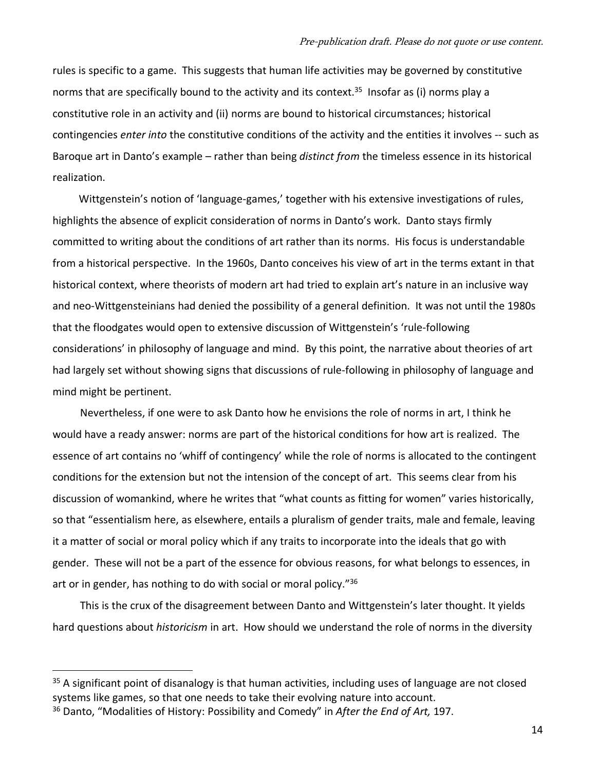rules is specific to a game. This suggests that human life activities may be governed by constitutive norms that are specifically bound to the activity and its context.[35] Insofar as (i) norms play a constitutive role in an activity and (ii) norms are bound to historical circumstances; historical contingencies *enter into* the constitutive conditions of the activity and the entities it involves -- such as Baroque art in Danto's example – rather than being *distinct from* the timeless essence in its historical realization.

Wittgenstein's notion of 'language-games,' together with his extensive investigations of rules, highlights the absence of explicit consideration of norms in Danto's work. Danto stays firmly committed to writing about the conditions of art rather than its norms. His focus is understandable from a historical perspective. In the 1960s, Danto conceives his view of art in the terms extant in that historical context, where theorists of modern art had tried to explain art's nature in an inclusive way and neo-Wittgensteinians had denied the possibility of a general definition. It was not until the 1980s that the floodgates would open to extensive discussion of Wittgenstein's 'rule-following considerations' in philosophy of language and mind. By this point, the narrative about theories of art had largely set without showing signs that discussions of rule-following in philosophy of language and mind might be pertinent.

Nevertheless, if one were to ask Danto how he envisions the role of norms in art, I think he would have a ready answer: norms are part of the historical conditions for how art is realized. The essence of art contains no 'whiff of contingency' while the role of norms is allocated to the contingent conditions for the extension but not the intension of the concept of art. This seems clear from his discussion of womankind, where he writes that "what counts as fitting for women" varies historically, so that "essentialism here, as elsewhere, entails a pluralism of gender traits, male and female, leaving it a matter of social or moral policy which if any traits to incorporate into the ideals that go with gender. These will not be a part of the essence for obvious reasons, for what belongs to essences, in art or in gender, has nothing to do with social or moral policy."[36]

This is the crux of the disagreement between Danto and Wittgenstein's later thought. It yields hard questions about *historicism* in art. How should we understand the role of norms in the diversity

---

[35] A significant point of disanalogy is that human activities, including uses of language are not closed systems like games, so that one needs to take their evolving nature into account.

[36] Danto, "Modalities of History: Possibility and Comedy" in *After the End of Art,* 197.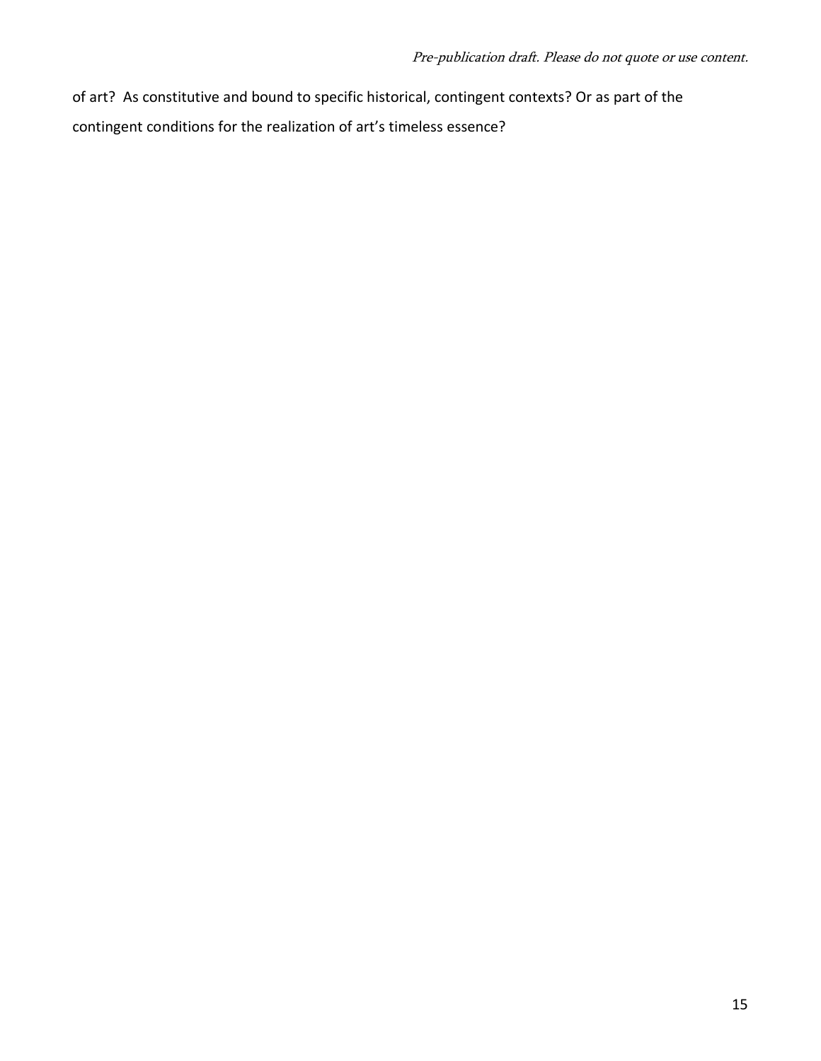of art? As constitutive and bound to specific historical, contingent contexts? Or as part of the contingent conditions for the realization of art's timeless essence?